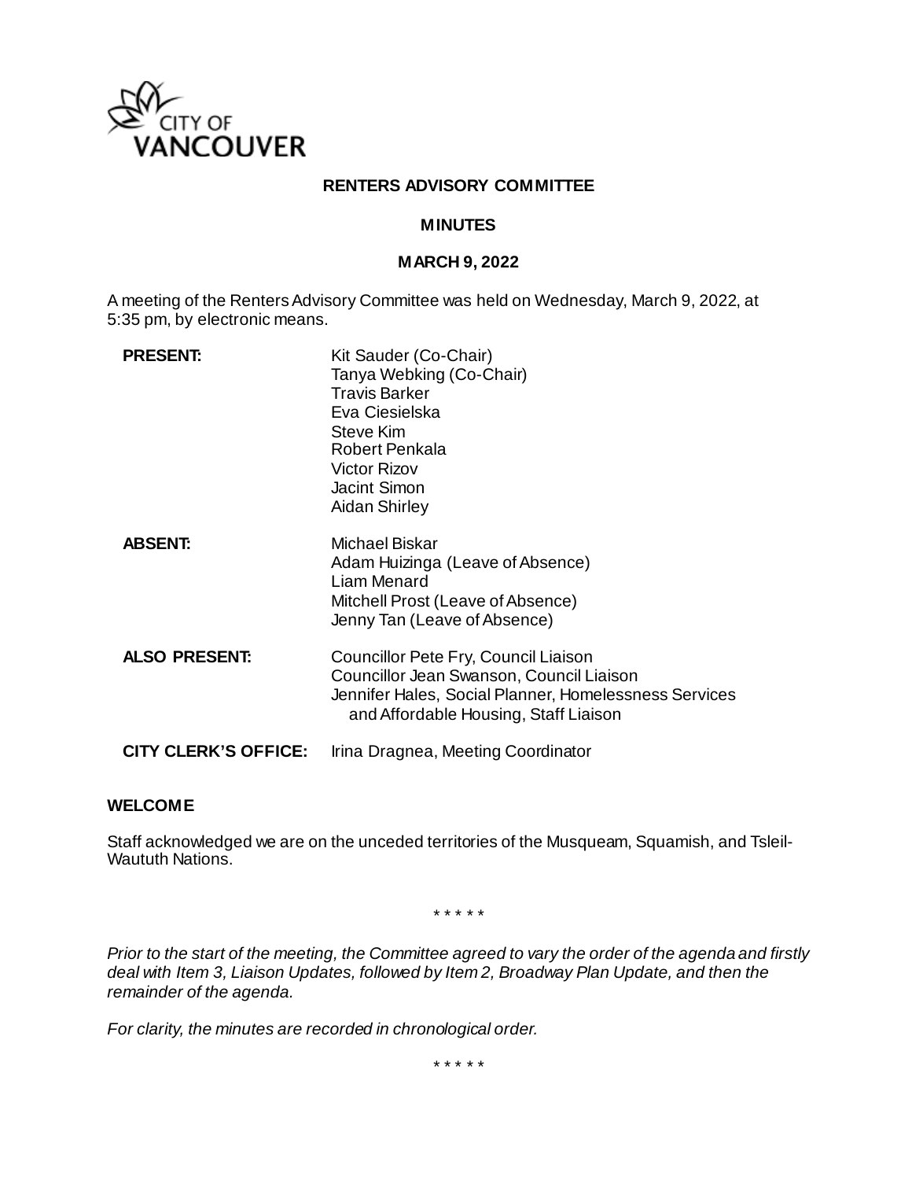CITY OF VANCOUVER

# RENTERS ADVISORY COMMITTEE

## MINUTES

## MARCH 9, 2022

A meeting of the Renters Advisory Committee was held on Wednesday, March 9, 2022, at 5:35 pm, by electronic means.

| | |
|---|---|
| **PRESENT:** | Kit Sauder (Co-Chair)<br>Tanya Webking (Co-Chair)<br>Travis Barker<br>Eva Ciesielska<br>Steve Kim<br>Robert Penkala<br>Victor Rizov<br>Jacint Simon<br>Aidan Shirley |
| **ABSENT:** | Michael Biskar<br>Adam Huizinga (Leave of Absence)<br>Liam Menard<br>Mitchell Prost (Leave of Absence)<br>Jenny Tan (Leave of Absence) |
| **ALSO PRESENT:** | Councillor Pete Fry, Council Liaison<br>Councillor Jean Swanson, Council Liaison<br>Jennifer Hales, Social Planner, Homelessness Services and Affordable Housing, Staff Liaison |
| **CITY CLERK'S OFFICE:** | Irina Dragnea, Meeting Coordinator |

**WELCOME**

Staff acknowledged we are on the unceded territories of the Musqueam, Squamish, and Tsleil-Waututh Nations.

\* \* \* \* \*

*Prior to the start of the meeting, the Committee agreed to vary the order of the agenda and firstly deal with Item 3, Liaison Updates, followed by Item 2, Broadway Plan Update, and then the remainder of the agenda.*

*For clarity, the minutes are recorded in chronological order.*

\* \* \* \* \*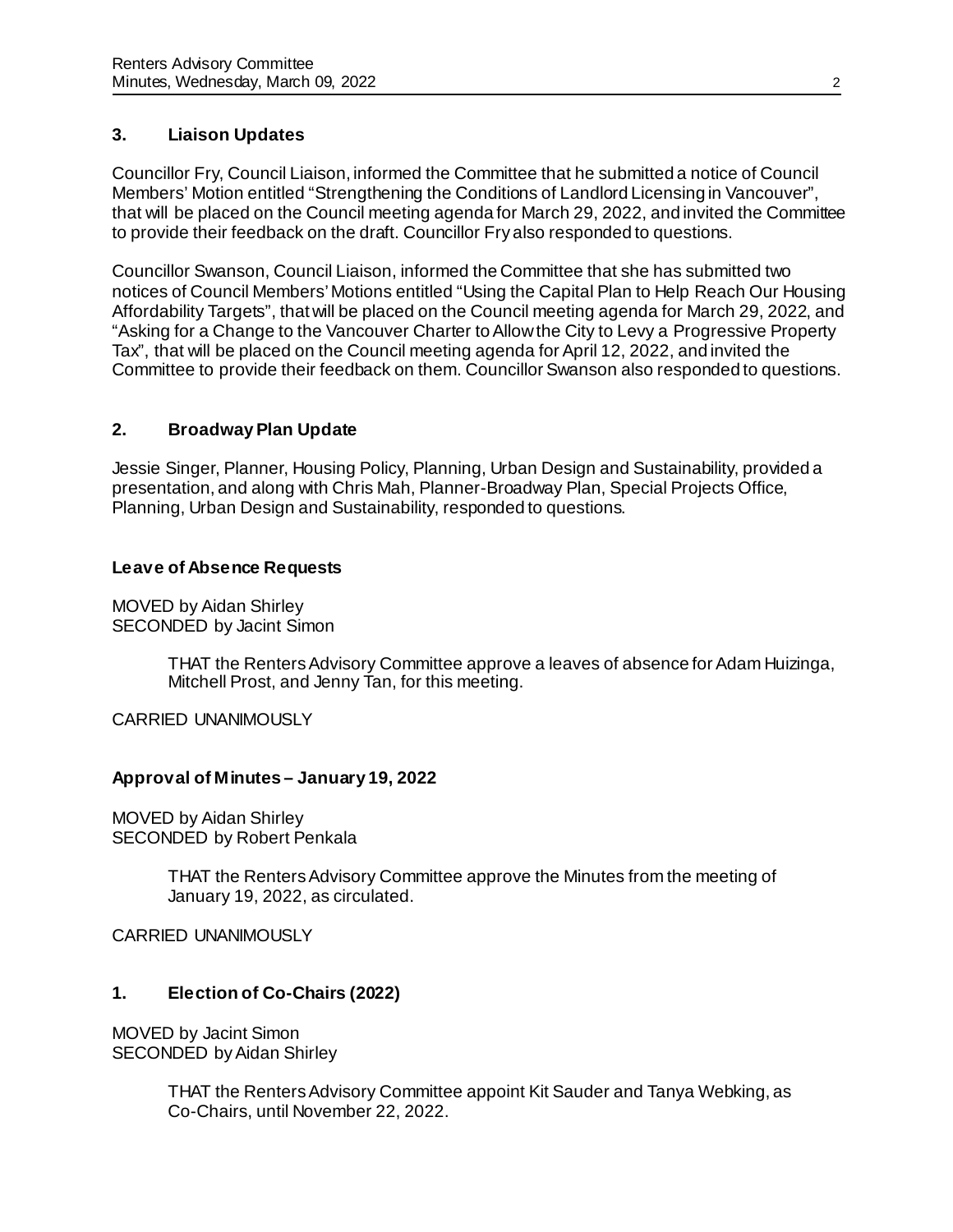## 3. Liaison Updates

Councillor Fry, Council Liaison, informed the Committee that he submitted a notice of Council Members' Motion entitled "Strengthening the Conditions of Landlord Licensing in Vancouver", that will be placed on the Council meeting agenda for March 29, 2022, and invited the Committee to provide their feedback on the draft. Councillor Fry also responded to questions.

Councillor Swanson, Council Liaison, informed the Committee that she has submitted two notices of Council Members' Motions entitled "Using the Capital Plan to Help Reach Our Housing Affordability Targets", that will be placed on the Council meeting agenda for March 29, 2022, and "Asking for a Change to the Vancouver Charter to Allow the City to Levy a Progressive Property Tax", that will be placed on the Council meeting agenda for April 12, 2022, and invited the Committee to provide their feedback on them. Councillor Swanson also responded to questions.

## 2. Broadway Plan Update

Jessie Singer, Planner, Housing Policy, Planning, Urban Design and Sustainability, provided a presentation, and along with Chris Mah, Planner-Broadway Plan, Special Projects Office, Planning, Urban Design and Sustainability, responded to questions.

### Leave of Absence Requests

MOVED by Aidan Shirley
SECONDED by Jacint Simon

> THAT the Renters Advisory Committee approve a leaves of absence for Adam Huizinga, Mitchell Prost, and Jenny Tan, for this meeting.

CARRIED UNANIMOUSLY

### Approval of Minutes – January 19, 2022

MOVED by Aidan Shirley
SECONDED by Robert Penkala

> THAT the Renters Advisory Committee approve the Minutes from the meeting of January 19, 2022, as circulated.

CARRIED UNANIMOUSLY

## 1. Election of Co-Chairs (2022)

MOVED by Jacint Simon
SECONDED by Aidan Shirley

> THAT the Renters Advisory Committee appoint Kit Sauder and Tanya Webking, as Co-Chairs, until November 22, 2022.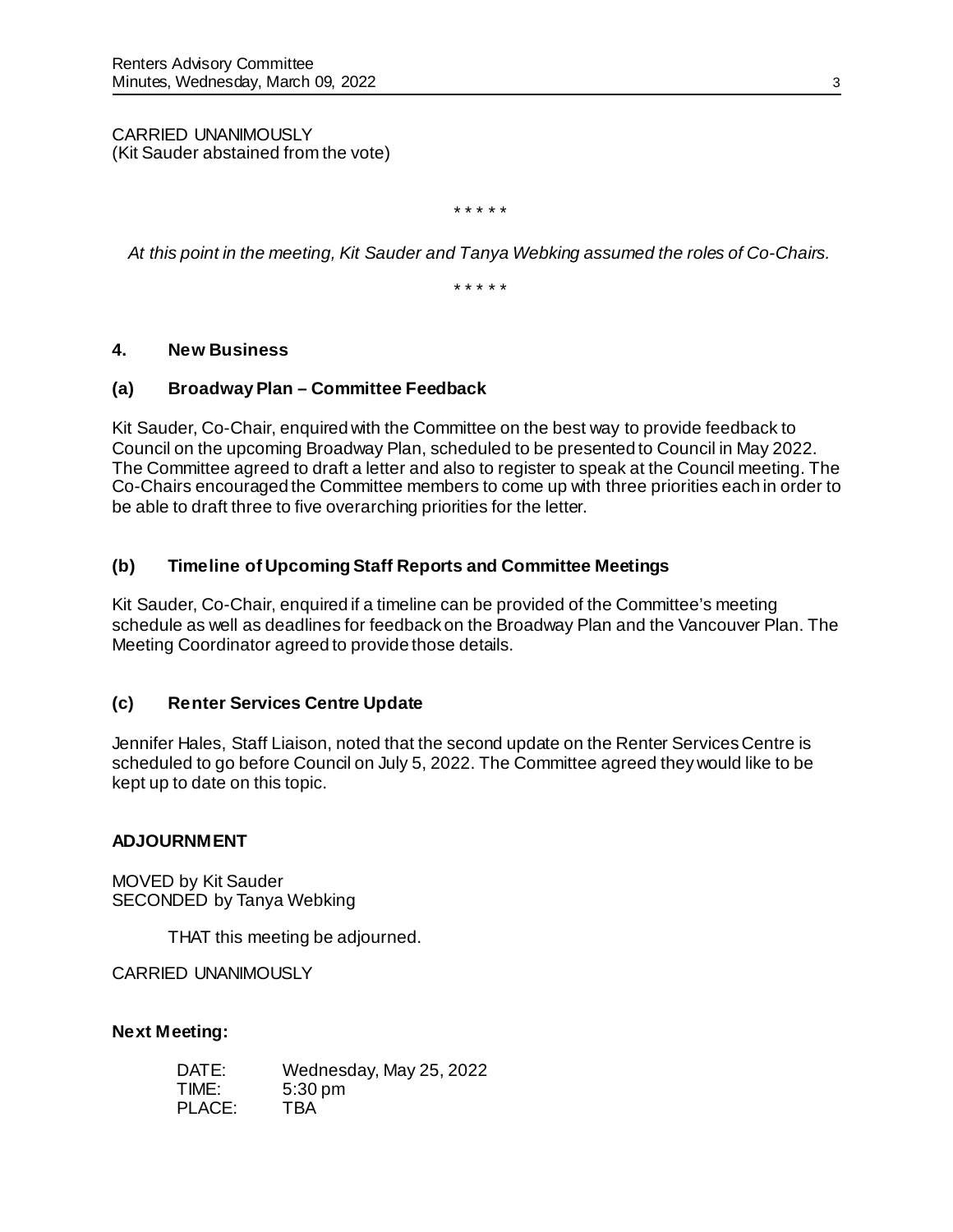CARRIED UNANIMOUSLY
(Kit Sauder abstained from the vote)

\* \* \* \* \*

*At this point in the meeting, Kit Sauder and Tanya Webking assumed the roles of Co-Chairs.*

\* \* \* \* \*

## 4. New Business

### (a) Broadway Plan – Committee Feedback

Kit Sauder, Co-Chair, enquired with the Committee on the best way to provide feedback to Council on the upcoming Broadway Plan, scheduled to be presented to Council in May 2022. The Committee agreed to draft a letter and also to register to speak at the Council meeting. The Co-Chairs encouraged the Committee members to come up with three priorities each in order to be able to draft three to five overarching priorities for the letter.

### (b) Timeline of Upcoming Staff Reports and Committee Meetings

Kit Sauder, Co-Chair, enquired if a timeline can be provided of the Committee's meeting schedule as well as deadlines for feedback on the Broadway Plan and the Vancouver Plan. The Meeting Coordinator agreed to provide those details.

### (c) Renter Services Centre Update

Jennifer Hales, Staff Liaison, noted that the second update on the Renter Services Centre is scheduled to go before Council on July 5, 2022. The Committee agreed they would like to be kept up to date on this topic.

## ADJOURNMENT

MOVED by Kit Sauder
SECONDED by Tanya Webking

THAT this meeting be adjourned.

CARRIED UNANIMOUSLY

**Next Meeting:**

DATE: Wednesday, May 25, 2022
TIME: 5:30 pm
PLACE: TBA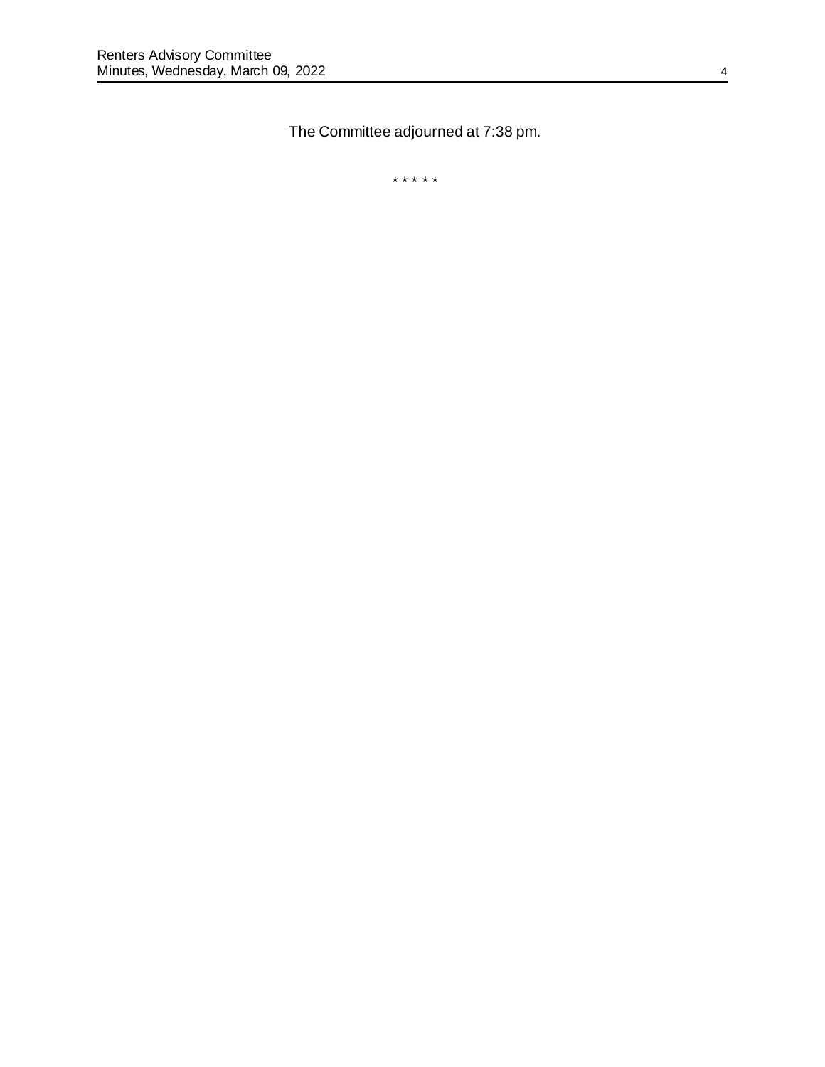The Committee adjourned at 7:38 pm.

* * * * *